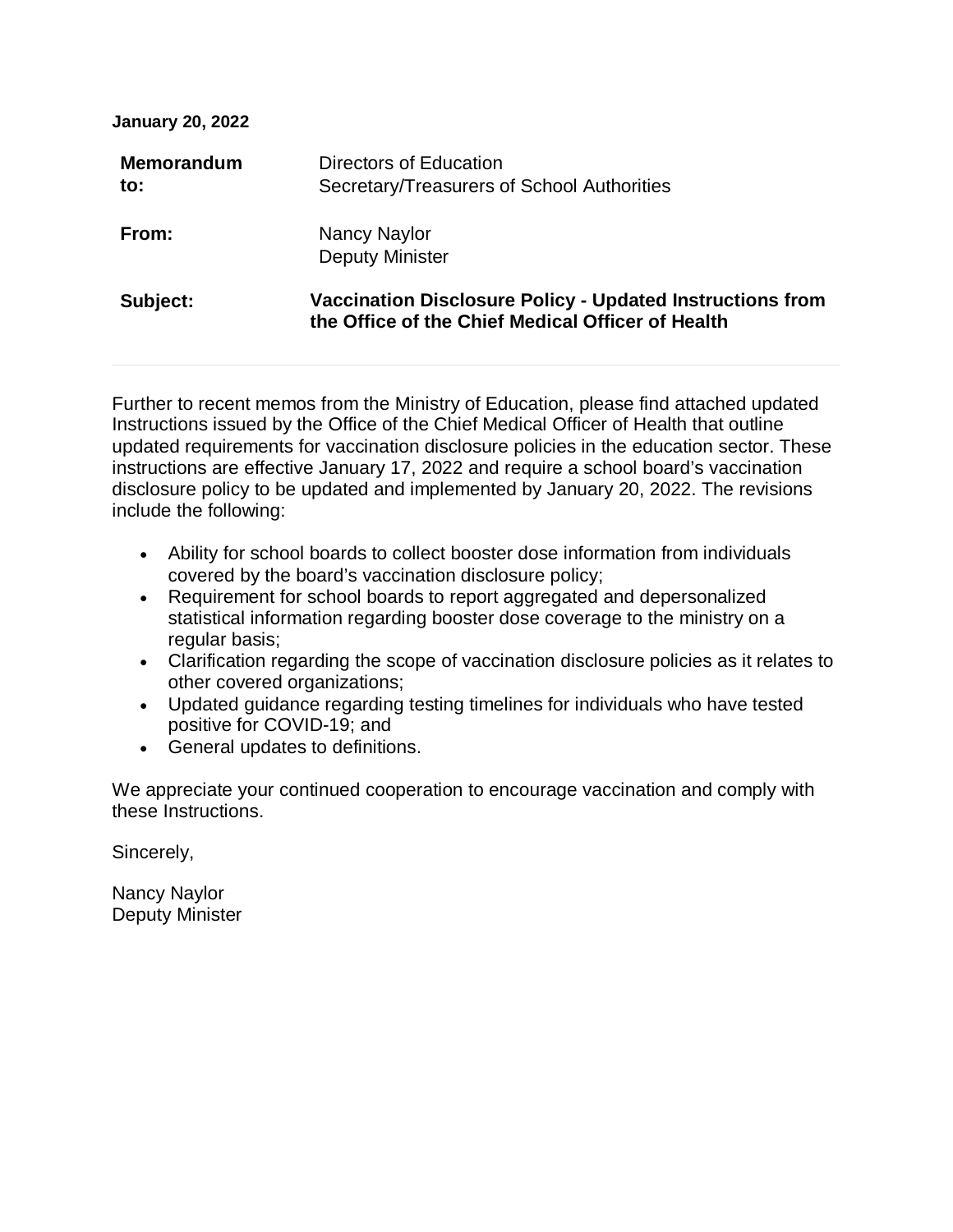**January 20, 2022**

**Memorandum to:** Directors of Education
Secretary/Treasurers of School Authorities

**From:** Nancy Naylor
Deputy Minister

**Subject:** **Vaccination Disclosure Policy - Updated Instructions from the Office of the Chief Medical Officer of Health**

---

Further to recent memos from the Ministry of Education, please find attached updated Instructions issued by the Office of the Chief Medical Officer of Health that outline updated requirements for vaccination disclosure policies in the education sector. These instructions are effective January 17, 2022 and require a school board's vaccination disclosure policy to be updated and implemented by January 20, 2022. The revisions include the following:

- Ability for school boards to collect booster dose information from individuals covered by the board's vaccination disclosure policy;
- Requirement for school boards to report aggregated and depersonalized statistical information regarding booster dose coverage to the ministry on a regular basis;
- Clarification regarding the scope of vaccination disclosure policies as it relates to other covered organizations;
- Updated guidance regarding testing timelines for individuals who have tested positive for COVID-19; and
- General updates to definitions.

We appreciate your continued cooperation to encourage vaccination and comply with these Instructions.

Sincerely,

Nancy Naylor
Deputy Minister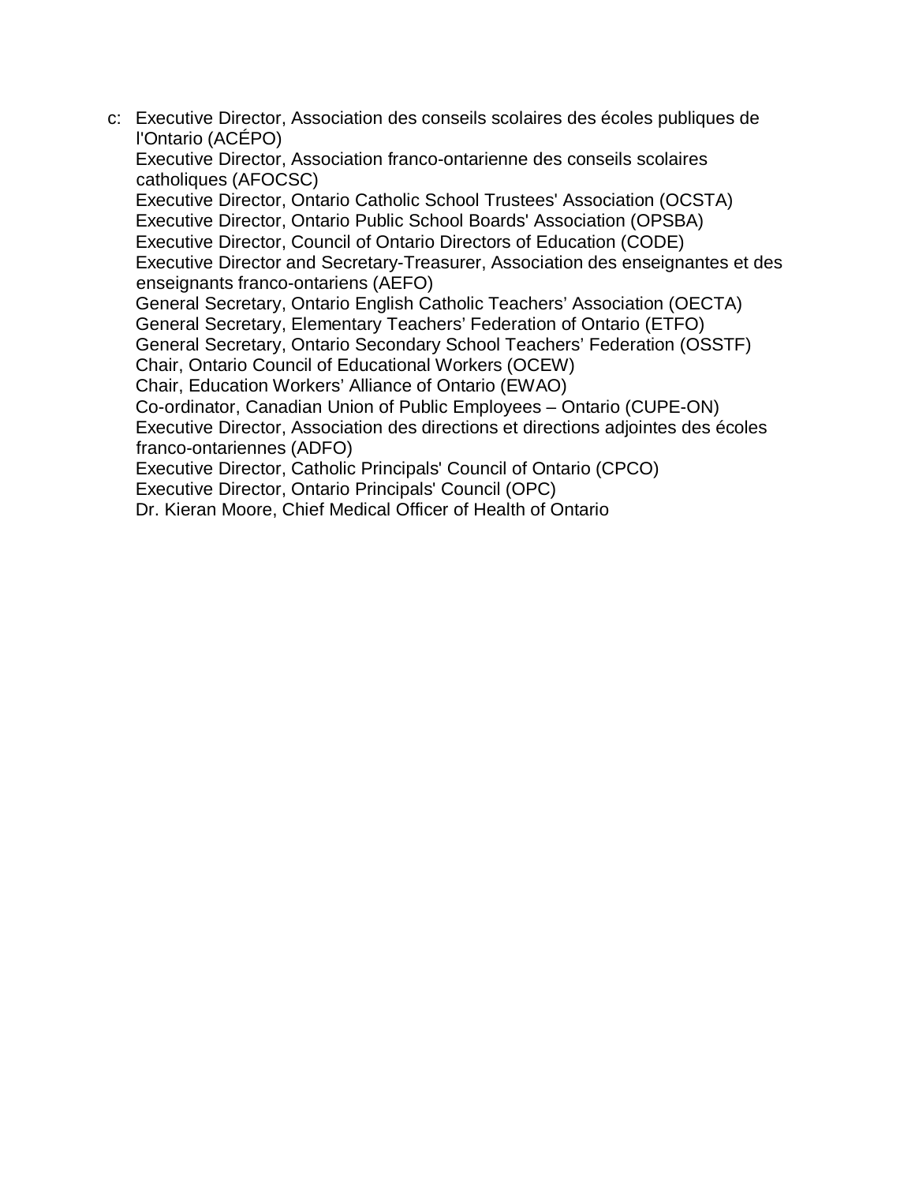c: Executive Director, Association des conseils scolaires des écoles publiques de l'Ontario (ACÉPO)
Executive Director, Association franco-ontarienne des conseils scolaires catholiques (AFOCSC)
Executive Director, Ontario Catholic School Trustees' Association (OCSTA)
Executive Director, Ontario Public School Boards' Association (OPSBA)
Executive Director, Council of Ontario Directors of Education (CODE)
Executive Director and Secretary-Treasurer, Association des enseignantes et des enseignants franco-ontariens (AEFO)
General Secretary, Ontario English Catholic Teachers' Association (OECTA)
General Secretary, Elementary Teachers' Federation of Ontario (ETFO)
General Secretary, Ontario Secondary School Teachers' Federation (OSSTF)
Chair, Ontario Council of Educational Workers (OCEW)
Chair, Education Workers' Alliance of Ontario (EWAO)
Co-ordinator, Canadian Union of Public Employees – Ontario (CUPE-ON)
Executive Director, Association des directions et directions adjointes des écoles franco-ontariennes (ADFO)
Executive Director, Catholic Principals' Council of Ontario (CPCO)
Executive Director, Ontario Principals' Council (OPC)
Dr. Kieran Moore, Chief Medical Officer of Health of Ontario